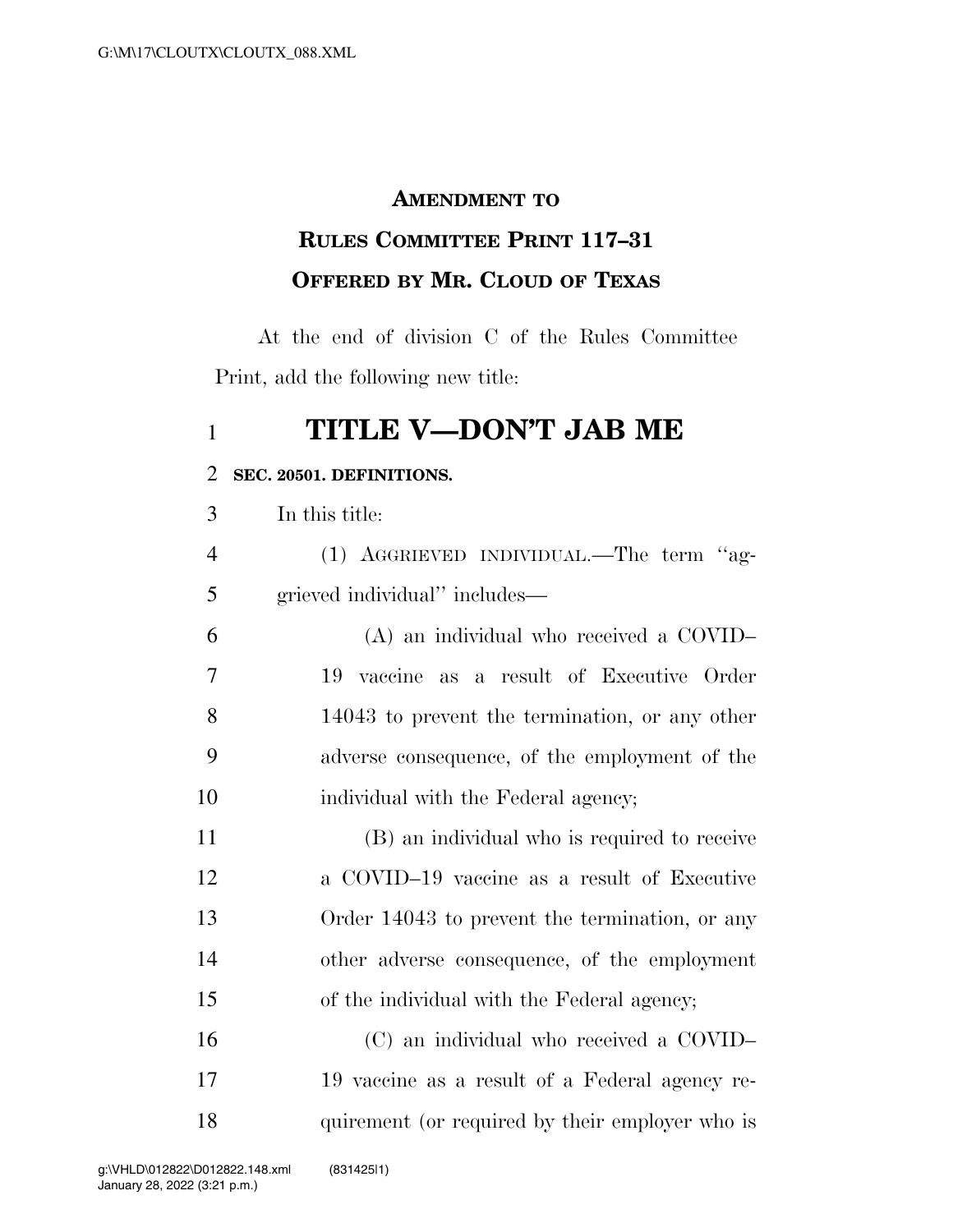**AMENDMENT TO**

**RULES COMMITTEE PRINT 117–31**

**OFFERED BY MR. CLOUD OF TEXAS**

At the end of division C of the Rules Committee Print, add the following new title:

# TITLE V—DON'T JAB ME

**SEC. 20501. DEFINITIONS.**

In this title:

(1) AGGRIEVED INDIVIDUAL.—The term ''aggrieved individual'' includes—

(A) an individual who received a COVID–19 vaccine as a result of Executive Order 14043 to prevent the termination, or any other adverse consequence, of the employment of the individual with the Federal agency;

(B) an individual who is required to receive a COVID–19 vaccine as a result of Executive Order 14043 to prevent the termination, or any other adverse consequence, of the employment of the individual with the Federal agency;

(C) an individual who received a COVID–19 vaccine as a result of a Federal agency requirement (or required by their employer who is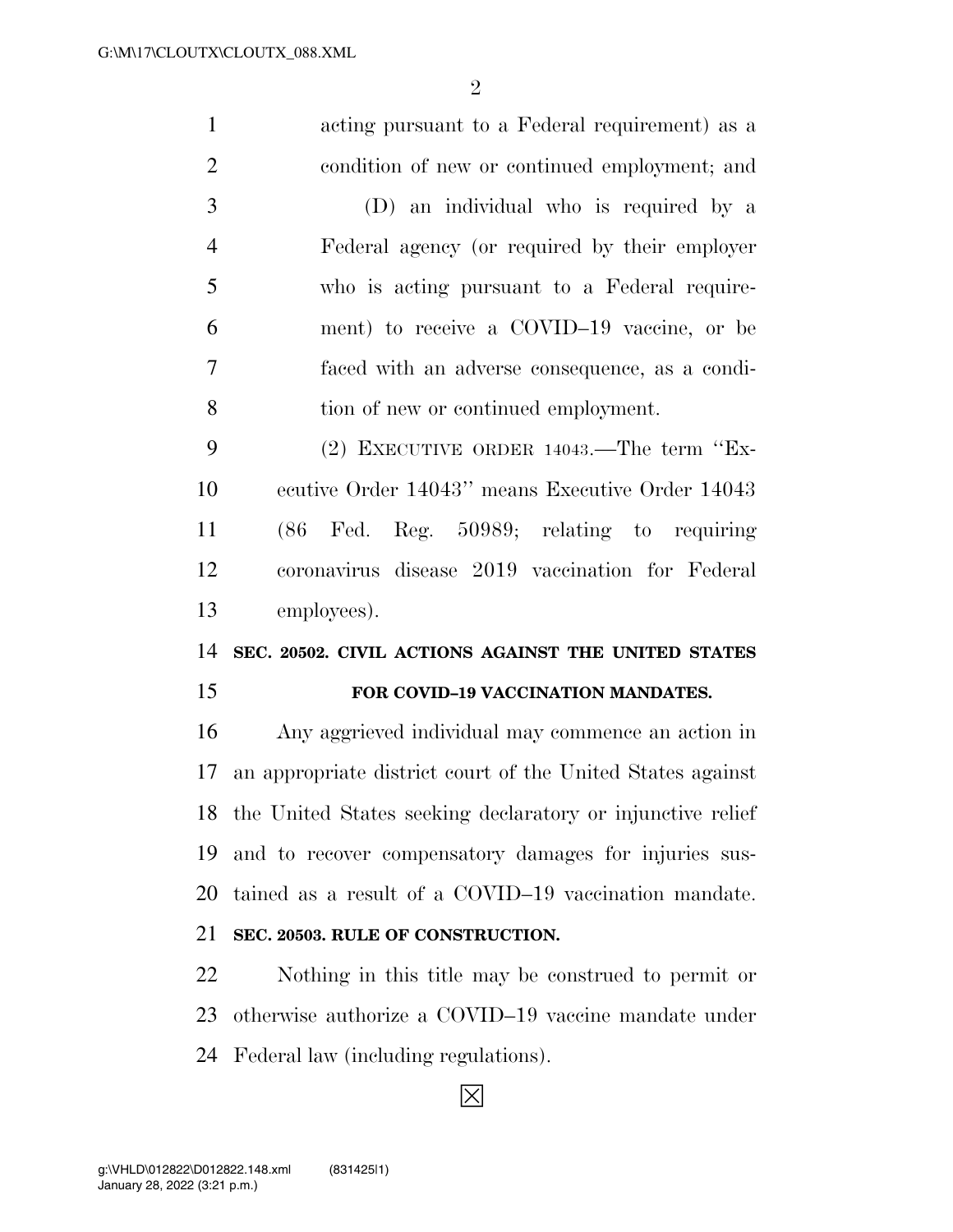acting pursuant to a Federal requirement) as a condition of new or continued employment; and

(D) an individual who is required by a Federal agency (or required by their employer who is acting pursuant to a Federal requirement) to receive a COVID–19 vaccine, or be faced with an adverse consequence, as a condition of new or continued employment.

(2) EXECUTIVE ORDER 14043.—The term ''Executive Order 14043'' means Executive Order 14043 (86 Fed. Reg. 50989; relating to requiring coronavirus disease 2019 vaccination for Federal employees).

**SEC. 20502. CIVIL ACTIONS AGAINST THE UNITED STATES FOR COVID–19 VACCINATION MANDATES.**

Any aggrieved individual may commence an action in an appropriate district court of the United States against the United States seeking declaratory or injunctive relief and to recover compensatory damages for injuries sustained as a result of a COVID–19 vaccination mandate.

**SEC. 20503. RULE OF CONSTRUCTION.**

Nothing in this title may be construed to permit or otherwise authorize a COVID–19 vaccine mandate under Federal law (including regulations).